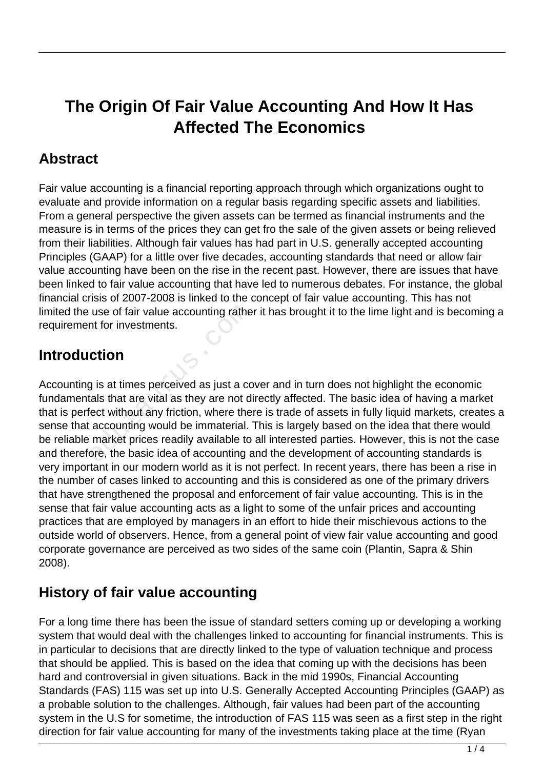# The Origin Of Fair Value Accounting And How It Has Affected The Economics

## Abstract

Fair value accounting is a financial reporting approach through which organizations ought to evaluate and provide information on a regular basis regarding specific assets and liabilities. From a general perspective the given assets can be termed as financial instruments and the measure is in terms of the prices they can get fro the sale of the given assets or being relieved from their liabilities. Although fair values has had part in U.S. generally accepted accounting Principles (GAAP) for a little over five decades, accounting standards that need or allow fair value accounting have been on the rise in the recent past. However, there are issues that have been linked to fair value accounting that have led to numerous debates. For instance, the global financial crisis of 2007-2008 is linked to the concept of fair value accounting. This has not limited the use of fair value accounting rather it has brought it to the lime light and is becoming a requirement for investments.

## Introduction

Accounting is at times perceived as just a cover and in turn does not highlight the economic fundamentals that are vital as they are not directly affected. The basic idea of having a market that is perfect without any friction, where there is trade of assets in fully liquid markets, creates a sense that accounting would be immaterial. This is largely based on the idea that there would be reliable market prices readily available to all interested parties. However, this is not the case and therefore, the basic idea of accounting and the development of accounting standards is very important in our modern world as it is not perfect. In recent years, there has been a rise in the number of cases linked to accounting and this is considered as one of the primary drivers that have strengthened the proposal and enforcement of fair value accounting. This is in the sense that fair value accounting acts as a light to some of the unfair prices and accounting practices that are employed by managers in an effort to hide their mischievous actions to the outside world of observers. Hence, from a general point of view fair value accounting and good corporate governance are perceived as two sides of the same coin (Plantin, Sapra & Shin 2008).

## History of fair value accounting

For a long time there has been the issue of standard setters coming up or developing a working system that would deal with the challenges linked to accounting for financial instruments. This is in particular to decisions that are directly linked to the type of valuation technique and process that should be applied. This is based on the idea that coming up with the decisions has been hard and controversial in given situations. Back in the mid 1990s, Financial Accounting Standards (FAS) 115 was set up into U.S. Generally Accepted Accounting Principles (GAAP) as a probable solution to the challenges. Although, fair values had been part of the accounting system in the U.S for sometime, the introduction of FAS 115 was seen as a first step in the right direction for fair value accounting for many of the investments taking place at the time (Ryan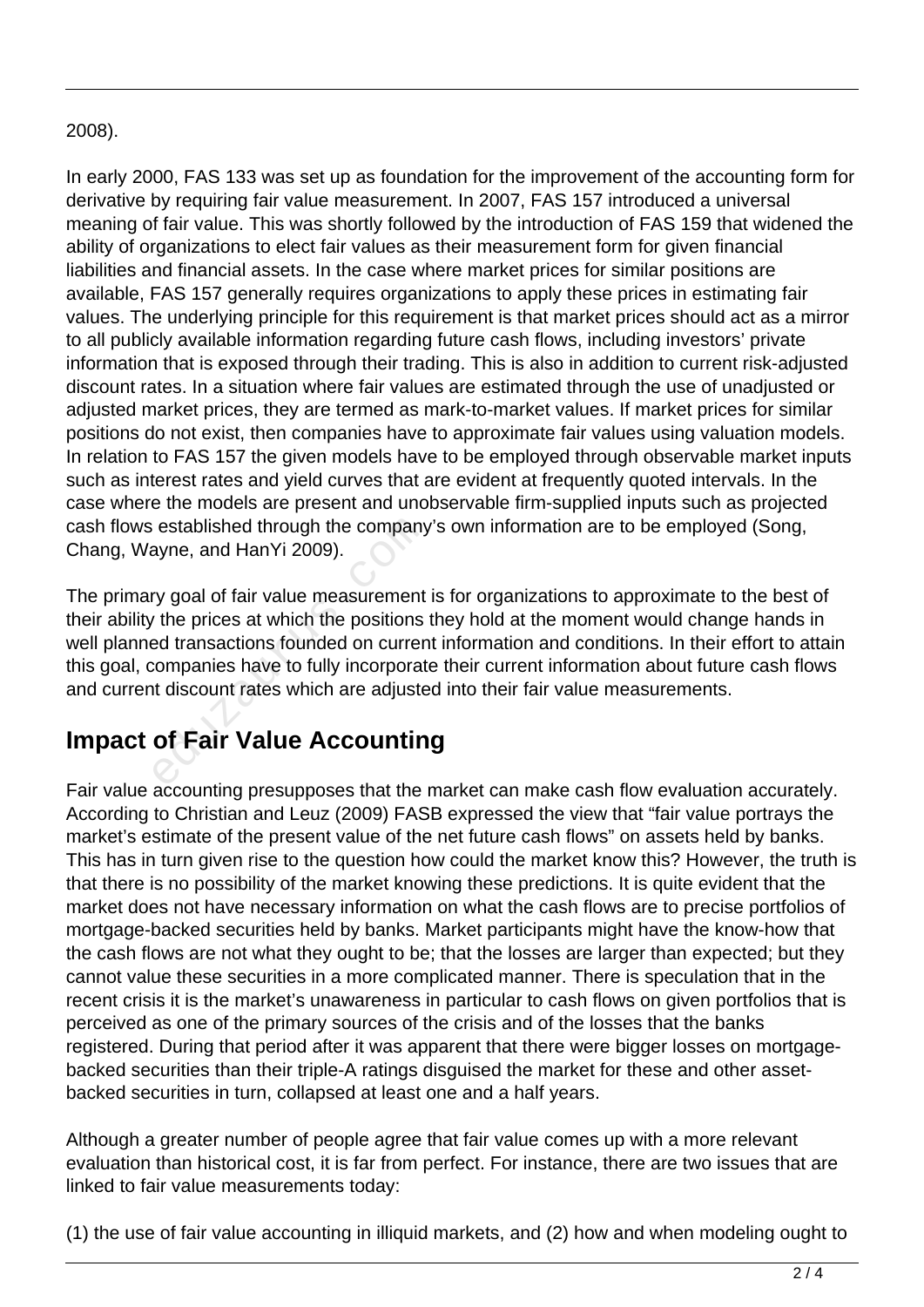2008).

In early 2000, FAS 133 was set up as foundation for the improvement of the accounting form for derivative by requiring fair value measurement. In 2007, FAS 157 introduced a universal meaning of fair value. This was shortly followed by the introduction of FAS 159 that widened the ability of organizations to elect fair values as their measurement form for given financial liabilities and financial assets. In the case where market prices for similar positions are available, FAS 157 generally requires organizations to apply these prices in estimating fair values. The underlying principle for this requirement is that market prices should act as a mirror to all publicly available information regarding future cash flows, including investors' private information that is exposed through their trading. This is also in addition to current risk-adjusted discount rates. In a situation where fair values are estimated through the use of unadjusted or adjusted market prices, they are termed as mark-to-market values. If market prices for similar positions do not exist, then companies have to approximate fair values using valuation models. In relation to FAS 157 the given models have to be employed through observable market inputs such as interest rates and yield curves that are evident at frequently quoted intervals. In the case where the models are present and unobservable firm-supplied inputs such as projected cash flows established through the company's own information are to be employed (Song, Chang, Wayne, and HanYi 2009).

The primary goal of fair value measurement is for organizations to approximate to the best of their ability the prices at which the positions they hold at the moment would change hands in well planned transactions founded on current information and conditions. In their effort to attain this goal, companies have to fully incorporate their current information about future cash flows and current discount rates which are adjusted into their fair value measurements.

## Impact of Fair Value Accounting

Fair value accounting presupposes that the market can make cash flow evaluation accurately. According to Christian and Leuz (2009) FASB expressed the view that "fair value portrays the market's estimate of the present value of the net future cash flows" on assets held by banks. This has in turn given rise to the question how could the market know this? However, the truth is that there is no possibility of the market knowing these predictions. It is quite evident that the market does not have necessary information on what the cash flows are to precise portfolios of mortgage-backed securities held by banks. Market participants might have the know-how that the cash flows are not what they ought to be; that the losses are larger than expected; but they cannot value these securities in a more complicated manner. There is speculation that in the recent crisis it is the market's unawareness in particular to cash flows on given portfolios that is perceived as one of the primary sources of the crisis and of the losses that the banks registered. During that period after it was apparent that there were bigger losses on mortgage-backed securities than their triple-A ratings disguised the market for these and other asset-backed securities in turn, collapsed at least one and a half years.

Although a greater number of people agree that fair value comes up with a more relevant evaluation than historical cost, it is far from perfect. For instance, there are two issues that are linked to fair value measurements today:

(1) the use of fair value accounting in illiquid markets, and (2) how and when modeling ought to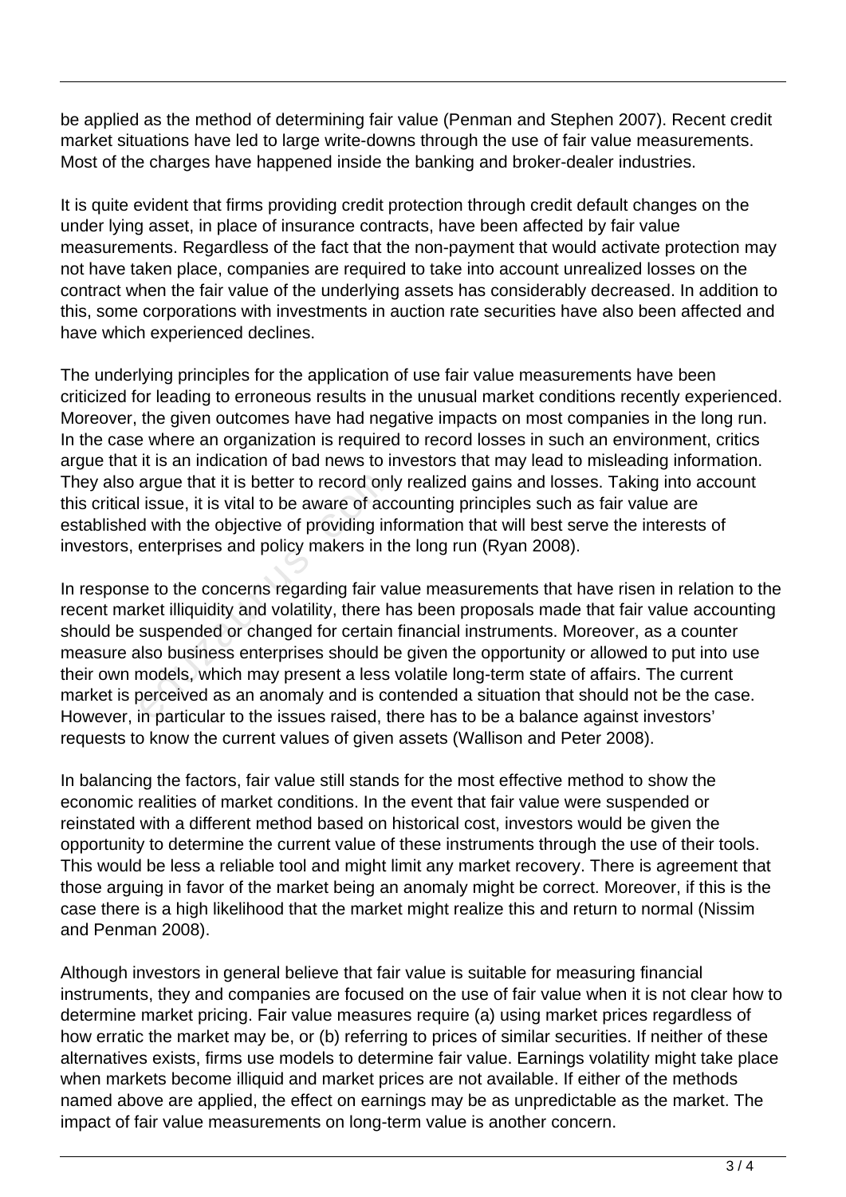be applied as the method of determining fair value (Penman and Stephen 2007). Recent credit market situations have led to large write-downs through the use of fair value measurements. Most of the charges have happened inside the banking and broker-dealer industries.

It is quite evident that firms providing credit protection through credit default changes on the under lying asset, in place of insurance contracts, have been affected by fair value measurements. Regardless of the fact that the non-payment that would activate protection may not have taken place, companies are required to take into account unrealized losses on the contract when the fair value of the underlying assets has considerably decreased. In addition to this, some corporations with investments in auction rate securities have also been affected and have which experienced declines.

The underlying principles for the application of use fair value measurements have been criticized for leading to erroneous results in the unusual market conditions recently experienced. Moreover, the given outcomes have had negative impacts on most companies in the long run. In the case where an organization is required to record losses in such an environment, critics argue that it is an indication of bad news to investors that may lead to misleading information. They also argue that it is better to record only realized gains and losses. Taking into account this critical issue, it is vital to be aware of accounting principles such as fair value are established with the objective of providing information that will best serve the interests of investors, enterprises and policy makers in the long run (Ryan 2008).

In response to the concerns regarding fair value measurements that have risen in relation to the recent market illiquidity and volatility, there has been proposals made that fair value accounting should be suspended or changed for certain financial instruments. Moreover, as a counter measure also business enterprises should be given the opportunity or allowed to put into use their own models, which may present a less volatile long-term state of affairs. The current market is perceived as an anomaly and is contended a situation that should not be the case. However, in particular to the issues raised, there has to be a balance against investors' requests to know the current values of given assets (Wallison and Peter 2008).

In balancing the factors, fair value still stands for the most effective method to show the economic realities of market conditions. In the event that fair value were suspended or reinstated with a different method based on historical cost, investors would be given the opportunity to determine the current value of these instruments through the use of their tools. This would be less a reliable tool and might limit any market recovery. There is agreement that those arguing in favor of the market being an anomaly might be correct. Moreover, if this is the case there is a high likelihood that the market might realize this and return to normal (Nissim and Penman 2008).

Although investors in general believe that fair value is suitable for measuring financial instruments, they and companies are focused on the use of fair value when it is not clear how to determine market pricing. Fair value measures require (a) using market prices regardless of how erratic the market may be, or (b) referring to prices of similar securities. If neither of these alternatives exists, firms use models to determine fair value. Earnings volatility might take place when markets become illiquid and market prices are not available. If either of the methods named above are applied, the effect on earnings may be as unpredictable as the market. The impact of fair value measurements on long-term value is another concern.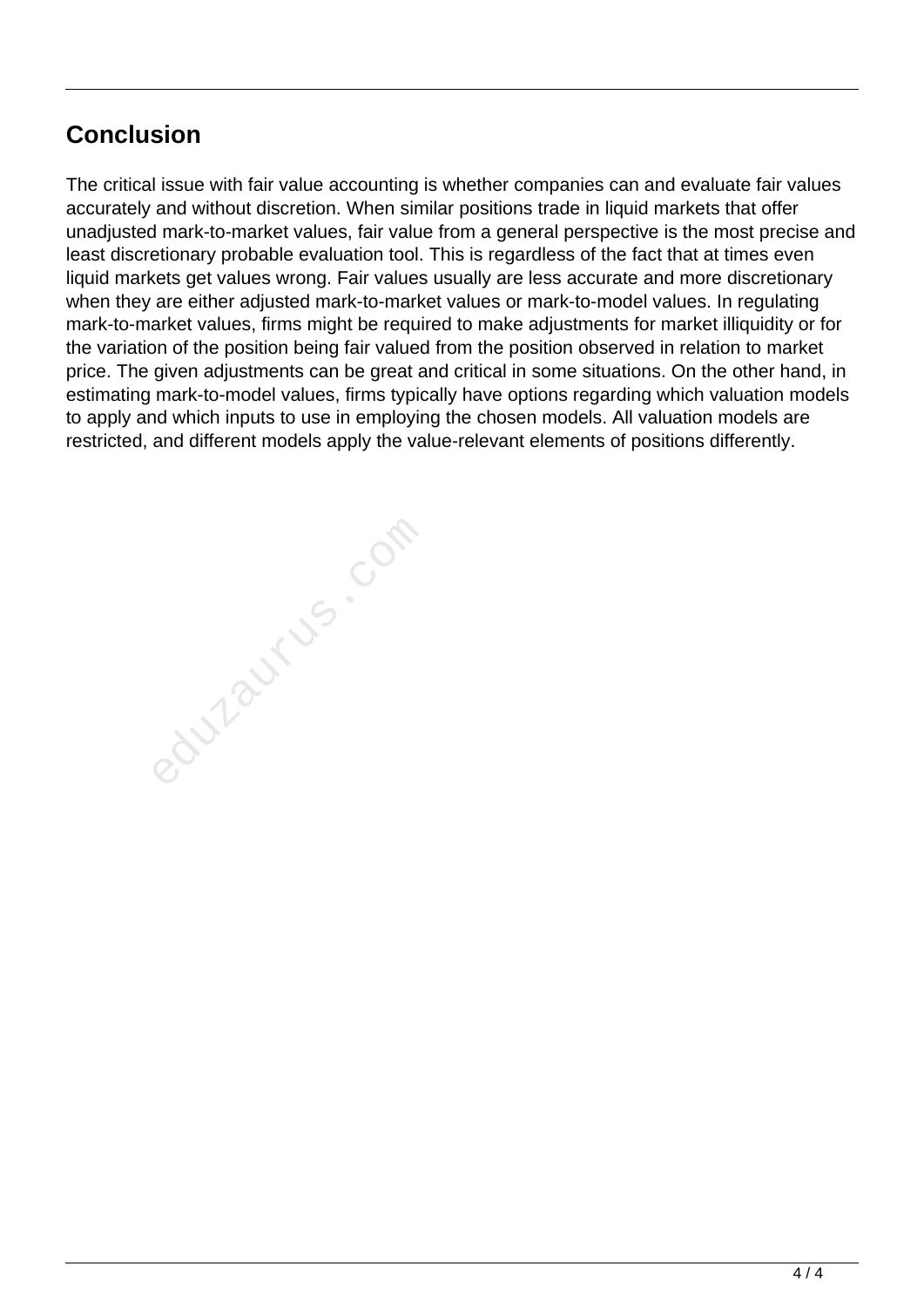## Conclusion

The critical issue with fair value accounting is whether companies can and evaluate fair values accurately and without discretion. When similar positions trade in liquid markets that offer unadjusted mark-to-market values, fair value from a general perspective is the most precise and least discretionary probable evaluation tool. This is regardless of the fact that at times even liquid markets get values wrong. Fair values usually are less accurate and more discretionary when they are either adjusted mark-to-market values or mark-to-model values. In regulating mark-to-market values, firms might be required to make adjustments for market illiquidity or for the variation of the position being fair valued from the position observed in relation to market price. The given adjustments can be great and critical in some situations. On the other hand, in estimating mark-to-model values, firms typically have options regarding which valuation models to apply and which inputs to use in employing the chosen models. All valuation models are restricted, and different models apply the value-relevant elements of positions differently.